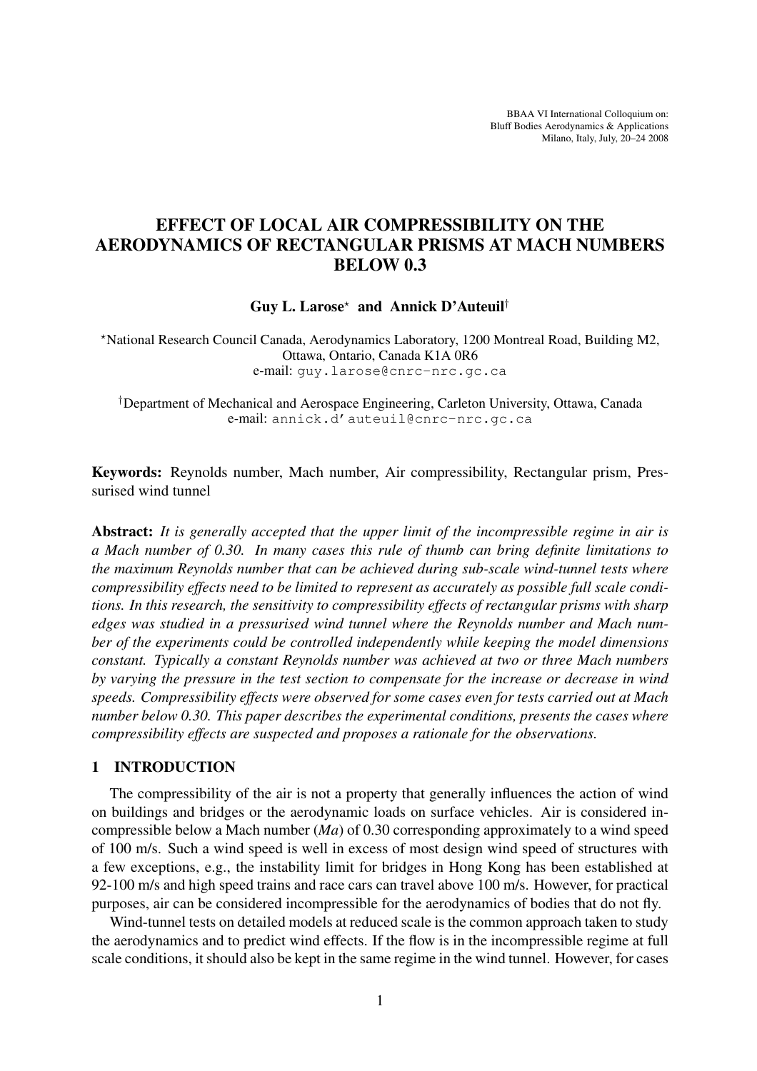# EFFECT OF LOCAL AIR COMPRESSIBILITY ON THE AERODYNAMICS OF RECTANGULAR PRISMS AT MACH NUMBERS BELOW 0.3

**Guy L. Larose**[⋆] **and Annick D'Auteuil**[†]

[⋆]National Research Council Canada, Aerodynamics Laboratory, 1200 Montreal Road, Building M2, Ottawa, Ontario, Canada K1A 0R6
e-mail: guy.larose@cnrc-nrc.gc.ca

[†]Department of Mechanical and Aerospace Engineering, Carleton University, Ottawa, Canada
e-mail: annick.d'auteuil@cnrc-nrc.gc.ca

**Keywords:** Reynolds number, Mach number, Air compressibility, Rectangular prism, Pressurised wind tunnel

**Abstract:** *It is generally accepted that the upper limit of the incompressible regime in air is a Mach number of 0.30. In many cases this rule of thumb can bring definite limitations to the maximum Reynolds number that can be achieved during sub-scale wind-tunnel tests where compressibility effects need to be limited to represent as accurately as possible full scale conditions. In this research, the sensitivity to compressibility effects of rectangular prisms with sharp edges was studied in a pressurised wind tunnel where the Reynolds number and Mach number of the experiments could be controlled independently while keeping the model dimensions constant. Typically a constant Reynolds number was achieved at two or three Mach numbers by varying the pressure in the test section to compensate for the increase or decrease in wind speeds. Compressibility effects were observed for some cases even for tests carried out at Mach number below 0.30. This paper describes the experimental conditions, presents the cases where compressibility effects are suspected and proposes a rationale for the observations.*

## 1 INTRODUCTION

The compressibility of the air is not a property that generally influences the action of wind on buildings and bridges or the aerodynamic loads on surface vehicles. Air is considered incompressible below a Mach number (*Ma*) of 0.30 corresponding approximately to a wind speed of 100 m/s. Such a wind speed is well in excess of most design wind speed of structures with a few exceptions, e.g., the instability limit for bridges in Hong Kong has been established at 92-100 m/s and high speed trains and race cars can travel above 100 m/s. However, for practical purposes, air can be considered incompressible for the aerodynamics of bodies that do not fly.

Wind-tunnel tests on detailed models at reduced scale is the common approach taken to study the aerodynamics and to predict wind effects. If the flow is in the incompressible regime at full scale conditions, it should also be kept in the same regime in the wind tunnel. However, for cases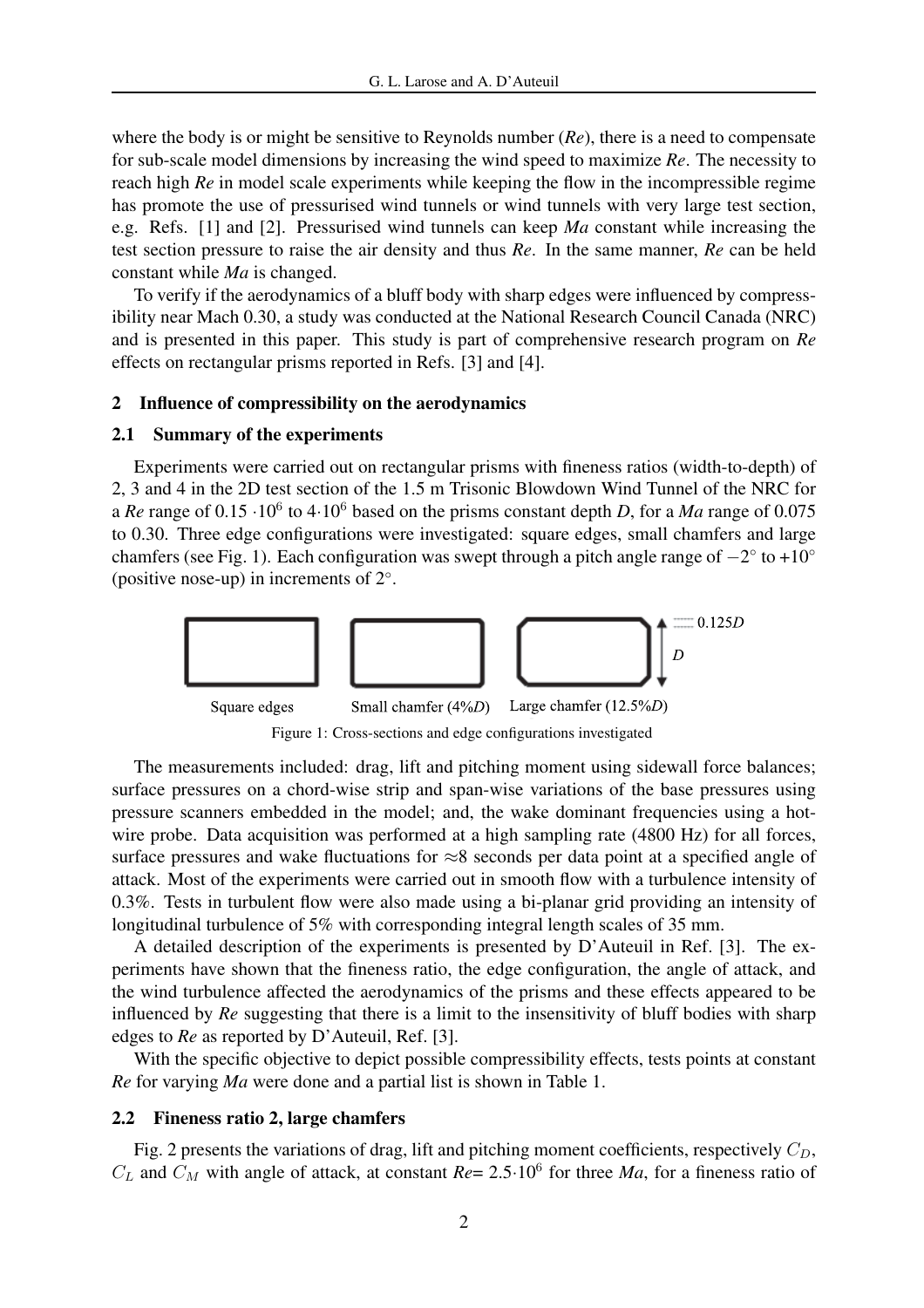where the body is or might be sensitive to Reynolds number (*Re*), there is a need to compensate for sub-scale model dimensions by increasing the wind speed to maximize *Re*. The necessity to reach high *Re* in model scale experiments while keeping the flow in the incompressible regime has promote the use of pressurised wind tunnels or wind tunnels with very large test section, e.g. Refs. [1] and [2]. Pressurised wind tunnels can keep *Ma* constant while increasing the test section pressure to raise the air density and thus *Re*. In the same manner, *Re* can be held constant while *Ma* is changed.

To verify if the aerodynamics of a bluff body with sharp edges were influenced by compressibility near Mach 0.30, a study was conducted at the National Research Council Canada (NRC) and is presented in this paper. This study is part of comprehensive research program on *Re* effects on rectangular prisms reported in Refs. [3] and [4].

## 2 Influence of compressibility on the aerodynamics

### 2.1 Summary of the experiments

Experiments were carried out on rectangular prisms with fineness ratios (width-to-depth) of 2, 3 and 4 in the 2D test section of the 1.5 m Trisonic Blowdown Wind Tunnel of the NRC for a *Re* range of $0.15 \cdot 10^6$ to $4 \cdot 10^6$ based on the prisms constant depth *D*, for a *Ma* range of 0.075 to 0.30. Three edge configurations were investigated: square edges, small chamfers and large chamfers (see Fig. 1). Each configuration was swept through a pitch angle range of $-2^\circ$ to $+10^\circ$ (positive nose-up) in increments of $2^\circ$.

Square edges — Small chamfer (4%*D*) — Large chamfer (12.5%*D*) — 0.125*D* — *D*

Figure 1: Cross-sections and edge configurations investigated

The measurements included: drag, lift and pitching moment using sidewall force balances; surface pressures on a chord-wise strip and span-wise variations of the base pressures using pressure scanners embedded in the model; and, the wake dominant frequencies using a hot-wire probe. Data acquisition was performed at a high sampling rate (4800 Hz) for all forces, surface pressures and wake fluctuations for $\approx$8 seconds per data point at a specified angle of attack. Most of the experiments were carried out in smooth flow with a turbulence intensity of 0.3%. Tests in turbulent flow were also made using a bi-planar grid providing an intensity of longitudinal turbulence of 5% with corresponding integral length scales of 35 mm.

A detailed description of the experiments is presented by D'Auteuil in Ref. [3]. The experiments have shown that the fineness ratio, the edge configuration, the angle of attack, and the wind turbulence affected the aerodynamics of the prisms and these effects appeared to be influenced by *Re* suggesting that there is a limit to the insensitivity of bluff bodies with sharp edges to *Re* as reported by D'Auteuil, Ref. [3].

With the specific objective to depict possible compressibility effects, tests points at constant *Re* for varying *Ma* were done and a partial list is shown in Table 1.

### 2.2 Fineness ratio 2, large chamfers

Fig. 2 presents the variations of drag, lift and pitching moment coefficients, respectively $C_D$, $C_L$ and $C_M$ with angle of attack, at constant *Re*= $2.5 \cdot 10^6$ for three *Ma*, for a fineness ratio of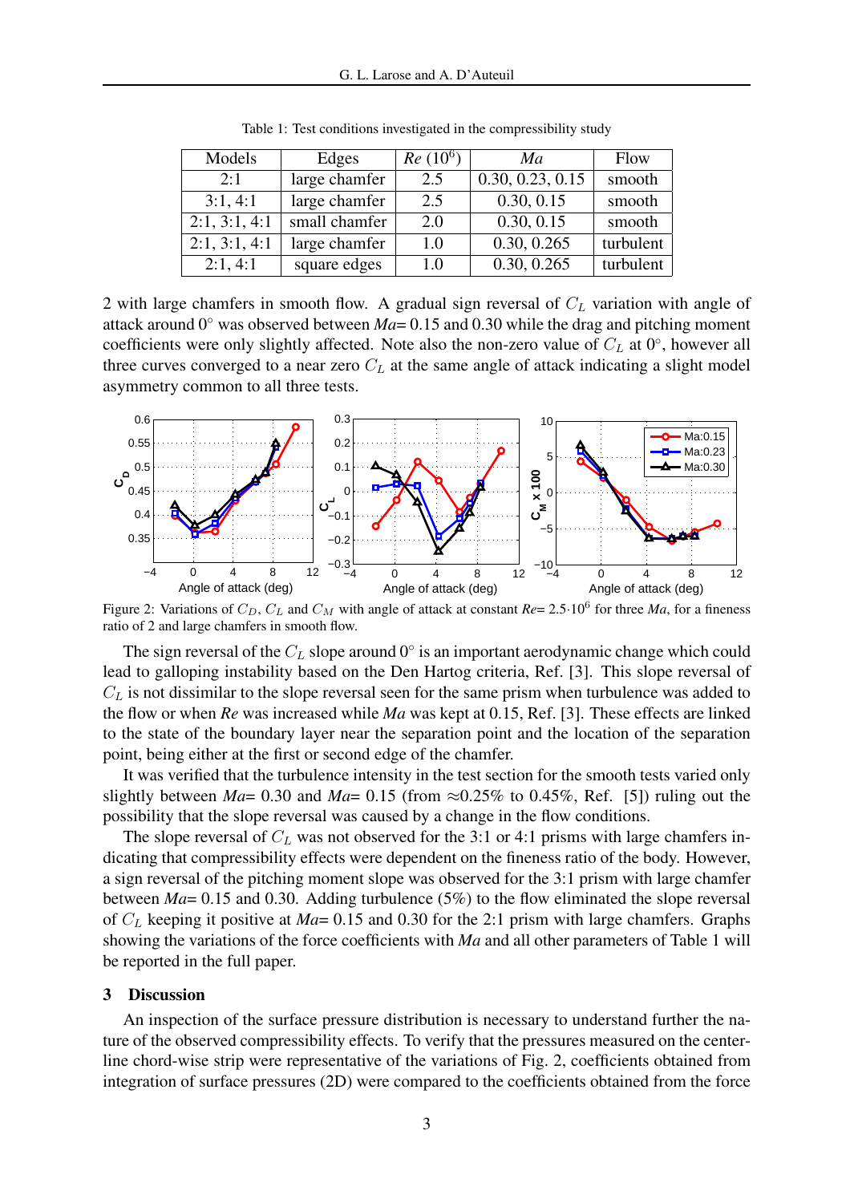Table 1: Test conditions investigated in the compressibility study

| Models | Edges | *Re* ($10^6$) | *Ma* | Flow |
|---|---|---|---|---|
| 2:1 | large chamfer | 2.5 | 0.30, 0.23, 0.15 | smooth |
| 3:1, 4:1 | large chamfer | 2.5 | 0.30, 0.15 | smooth |
| 2:1, 3:1, 4:1 | small chamfer | 2.0 | 0.30, 0.15 | smooth |
| 2:1, 3:1, 4:1 | large chamfer | 1.0 | 0.30, 0.265 | turbulent |
| 2:1, 4:1 | square edges | 1.0 | 0.30, 0.265 | turbulent |

2 with large chamfers in smooth flow. A gradual sign reversal of $C_L$ variation with angle of attack around 0° was observed between *Ma*= 0.15 and 0.30 while the drag and pitching moment coefficients were only slightly affected. Note also the non-zero value of $C_L$ at 0°, however all three curves converged to a near zero $C_L$ at the same angle of attack indicating a slight model asymmetry common to all three tests.

Figure 2: Variations of $C_D$, $C_L$ and $C_M$ with angle of attack at constant *Re*= $2.5 \cdot 10^6$ for three *Ma*, for a fineness ratio of 2 and large chamfers in smooth flow.

The sign reversal of the $C_L$ slope around 0° is an important aerodynamic change which could lead to galloping instability based on the Den Hartog criteria, Ref. [3]. This slope reversal of $C_L$ is not dissimilar to the slope reversal seen for the same prism when turbulence was added to the flow or when *Re* was increased while *Ma* was kept at 0.15, Ref. [3]. These effects are linked to the state of the boundary layer near the separation point and the location of the separation point, being either at the first or second edge of the chamfer.

It was verified that the turbulence intensity in the test section for the smooth tests varied only slightly between *Ma*= 0.30 and *Ma*= 0.15 (from ≈0.25% to 0.45%, Ref. [5]) ruling out the possibility that the slope reversal was caused by a change in the flow conditions.

The slope reversal of $C_L$ was not observed for the 3:1 or 4:1 prisms with large chamfers indicating that compressibility effects were dependent on the fineness ratio of the body. However, a sign reversal of the pitching moment slope was observed for the 3:1 prism with large chamfer between *Ma*= 0.15 and 0.30. Adding turbulence (5%) to the flow eliminated the slope reversal of $C_L$ keeping it positive at *Ma*= 0.15 and 0.30 for the 2:1 prism with large chamfers. Graphs showing the variations of the force coefficients with *Ma* and all other parameters of Table 1 will be reported in the full paper.

## 3 Discussion

An inspection of the surface pressure distribution is necessary to understand further the nature of the observed compressibility effects. To verify that the pressures measured on the centerline chord-wise strip were representative of the variations of Fig. 2, coefficients obtained from integration of surface pressures (2D) were compared to the coefficients obtained from the force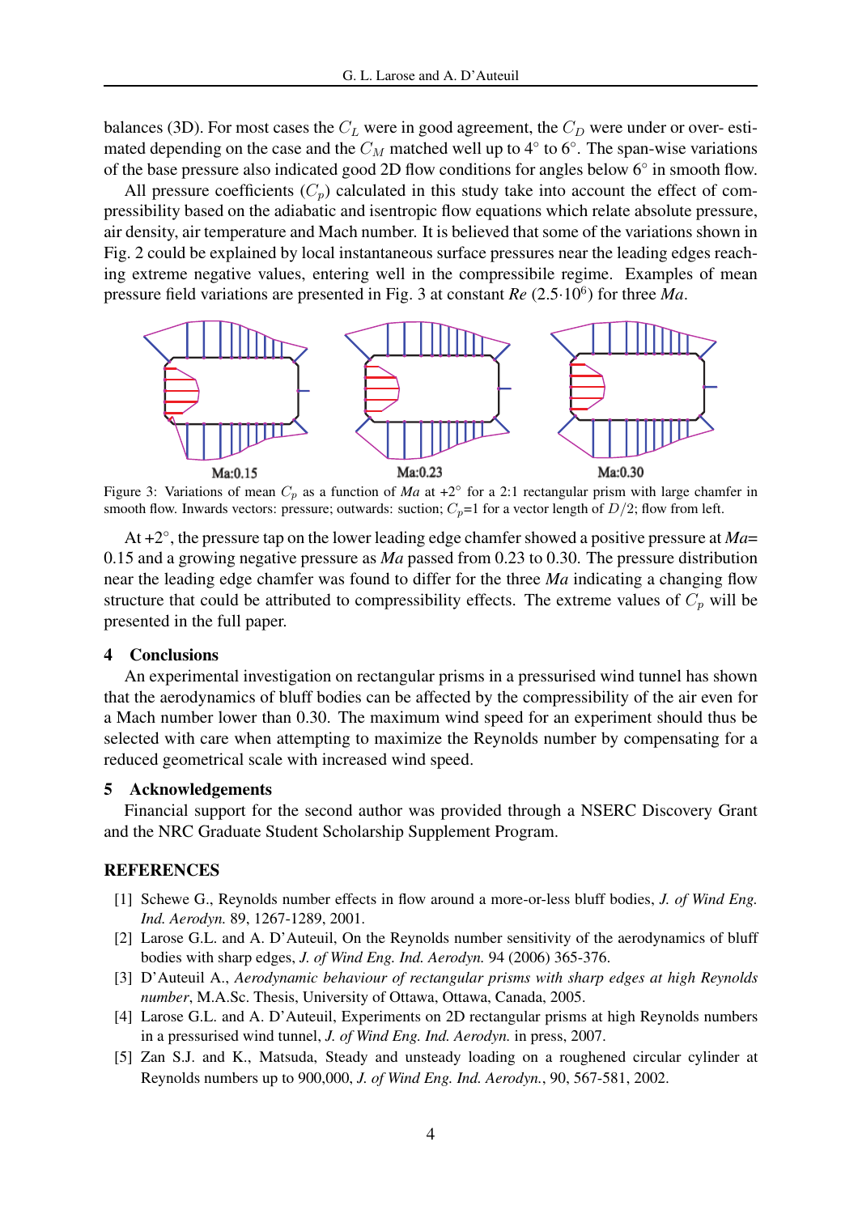balances (3D). For most cases the $C_L$ were in good agreement, the $C_D$ were under or over- estimated depending on the case and the $C_M$ matched well up to 4° to 6°. The span-wise variations of the base pressure also indicated good 2D flow conditions for angles below 6° in smooth flow.

All pressure coefficients ($C_p$) calculated in this study take into account the effect of compressibility based on the adiabatic and isentropic flow equations which relate absolute pressure, air density, air temperature and Mach number. It is believed that some of the variations shown in Fig. 2 could be explained by local instantaneous surface pressures near the leading edges reaching extreme negative values, entering well in the compressibile regime. Examples of mean pressure field variations are presented in Fig. 3 at constant *Re* ($2.5{\cdot}10^6$) for three *Ma*.

Ma:0.15

Ma:0.23

Ma:0.30

Figure 3: Variations of mean $C_p$ as a function of *Ma* at +2° for a 2:1 rectangular prism with large chamfer in smooth flow. Inwards vectors: pressure; outwards: suction; $C_p$=1 for a vector length of $D/2$; flow from left.

At +2°, the pressure tap on the lower leading edge chamfer showed a positive pressure at *Ma*= 0.15 and a growing negative pressure as *Ma* passed from 0.23 to 0.30. The pressure distribution near the leading edge chamfer was found to differ for the three *Ma* indicating a changing flow structure that could be attributed to compressibility effects. The extreme values of $C_p$ will be presented in the full paper.

## 4 Conclusions

An experimental investigation on rectangular prisms in a pressurised wind tunnel has shown that the aerodynamics of bluff bodies can be affected by the compressibility of the air even for a Mach number lower than 0.30. The maximum wind speed for an experiment should thus be selected with care when attempting to maximize the Reynolds number by compensating for a reduced geometrical scale with increased wind speed.

## 5 Acknowledgements

Financial support for the second author was provided through a NSERC Discovery Grant and the NRC Graduate Student Scholarship Supplement Program.

## REFERENCES

[1] Schewe G., Reynolds number effects in flow around a more-or-less bluff bodies, *J. of Wind Eng. Ind. Aerodyn.* 89, 1267-1289, 2001.

[2] Larose G.L. and A. D'Auteuil, On the Reynolds number sensitivity of the aerodynamics of bluff bodies with sharp edges, *J. of Wind Eng. Ind. Aerodyn.* 94 (2006) 365-376.

[3] D'Auteuil A., *Aerodynamic behaviour of rectangular prisms with sharp edges at high Reynolds number*, M.A.Sc. Thesis, University of Ottawa, Ottawa, Canada, 2005.

[4] Larose G.L. and A. D'Auteuil, Experiments on 2D rectangular prisms at high Reynolds numbers in a pressurised wind tunnel, *J. of Wind Eng. Ind. Aerodyn.* in press, 2007.

[5] Zan S.J. and K., Matsuda, Steady and unsteady loading on a roughened circular cylinder at Reynolds numbers up to 900,000, *J. of Wind Eng. Ind. Aerodyn.*, 90, 567-581, 2002.